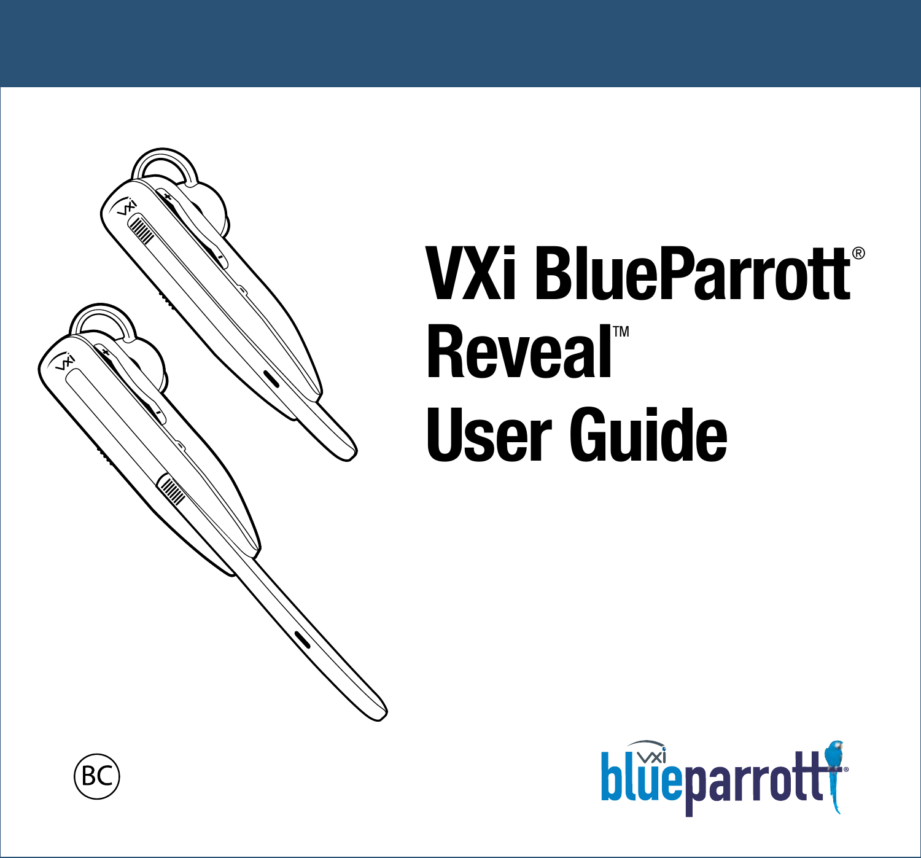# VXi BlueParrott®
# Reveal™
# User Guide

BC

blueparrott®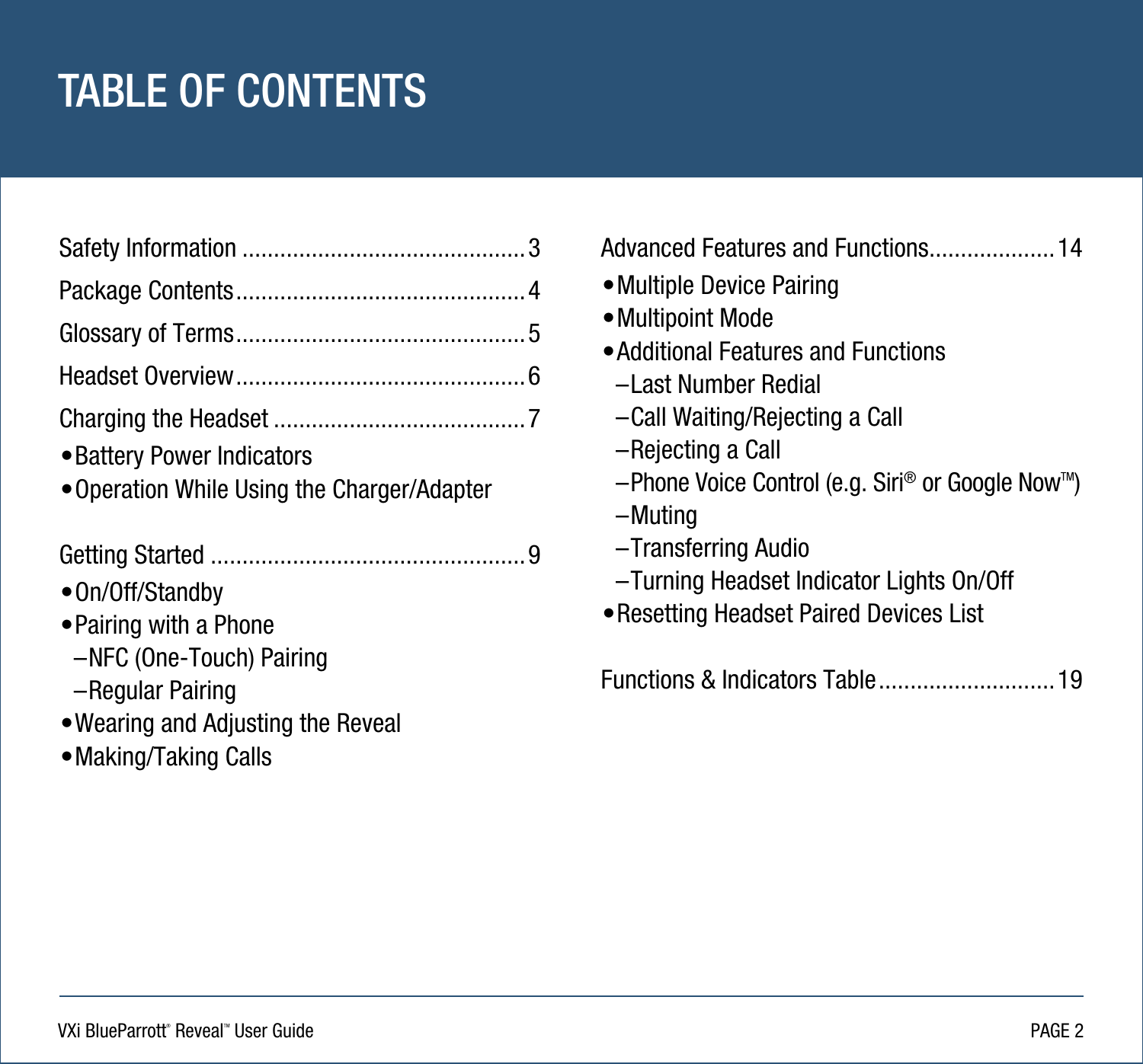# TABLE OF CONTENTS

Safety Information ............................................ 3

Package Contents ............................................ 4

Glossary of Terms ............................................ 5

Headset Overview ............................................ 6

Charging the Headset ........................................ 7

- Battery Power Indicators
- Operation While Using the Charger/Adapter

Getting Started ................................................ 9

- On/Off/Standby
- Pairing with a Phone
  - NFC (One-Touch) Pairing
  - Regular Pairing
- Wearing and Adjusting the Reveal
- Making/Taking Calls

Advanced Features and Functions.................... 14

- Multiple Device Pairing
- Multipoint Mode
- Additional Features and Functions
  - Last Number Redial
  - Call Waiting/Rejecting a Call
  - Rejecting a Call
  - Phone Voice Control (e.g. Siri® or Google Now™)
  - Muting
  - Transferring Audio
  - Turning Headset Indicator Lights On/Off
- Resetting Headset Paired Devices List

Functions & Indicators Table ............................ 19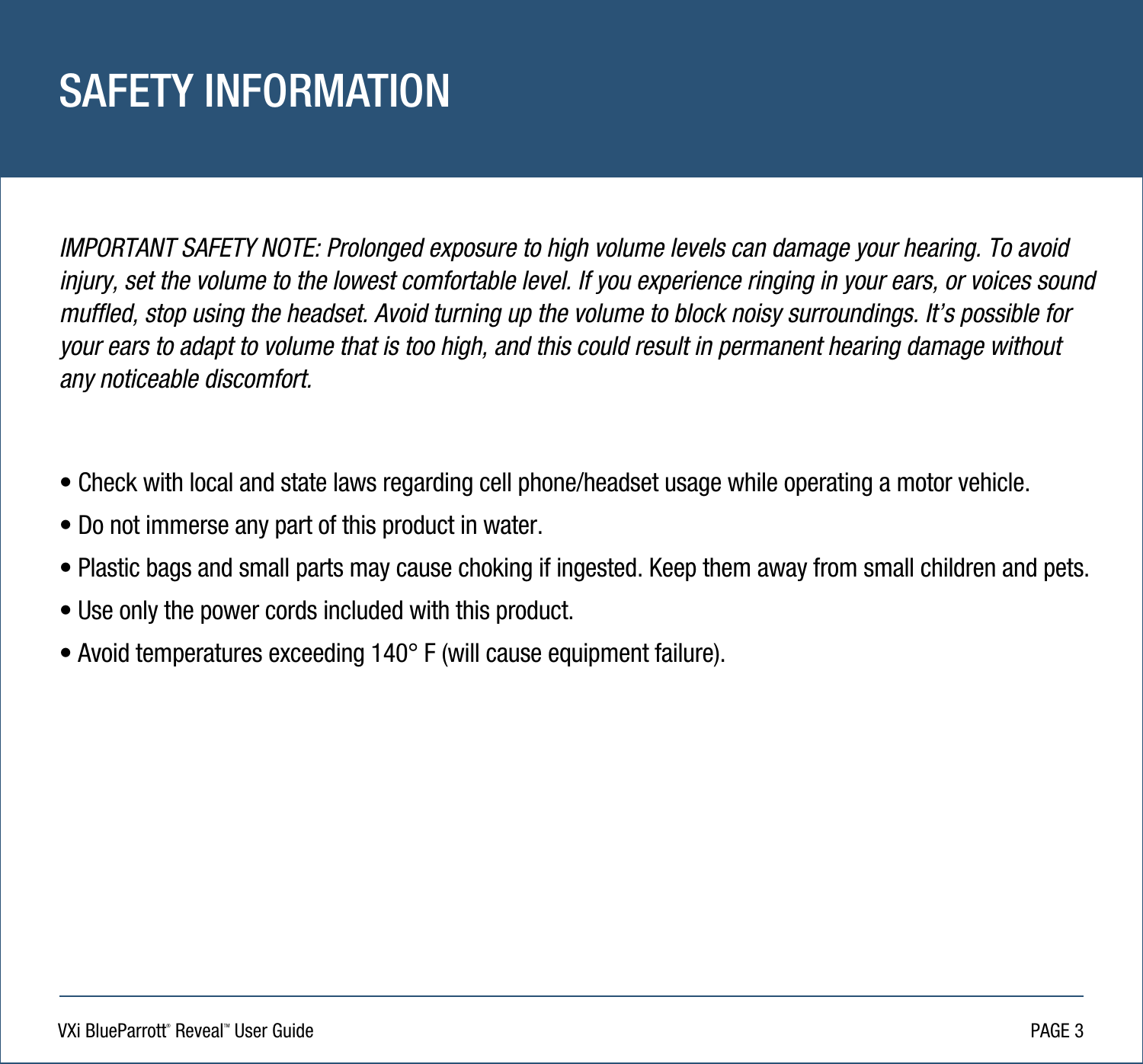# SAFETY INFORMATION

*IMPORTANT SAFETY NOTE: Prolonged exposure to high volume levels can damage your hearing. To avoid injury, set the volume to the lowest comfortable level. If you experience ringing in your ears, or voices sound muffled, stop using the headset. Avoid turning up the volume to block noisy surroundings. It's possible for your ears to adapt to volume that is too high, and this could result in permanent hearing damage without any noticeable discomfort.*

- Check with local and state laws regarding cell phone/headset usage while operating a motor vehicle.
- Do not immerse any part of this product in water.
- Plastic bags and small parts may cause choking if ingested. Keep them away from small children and pets.
- Use only the power cords included with this product.
- Avoid temperatures exceeding 140° F (will cause equipment failure).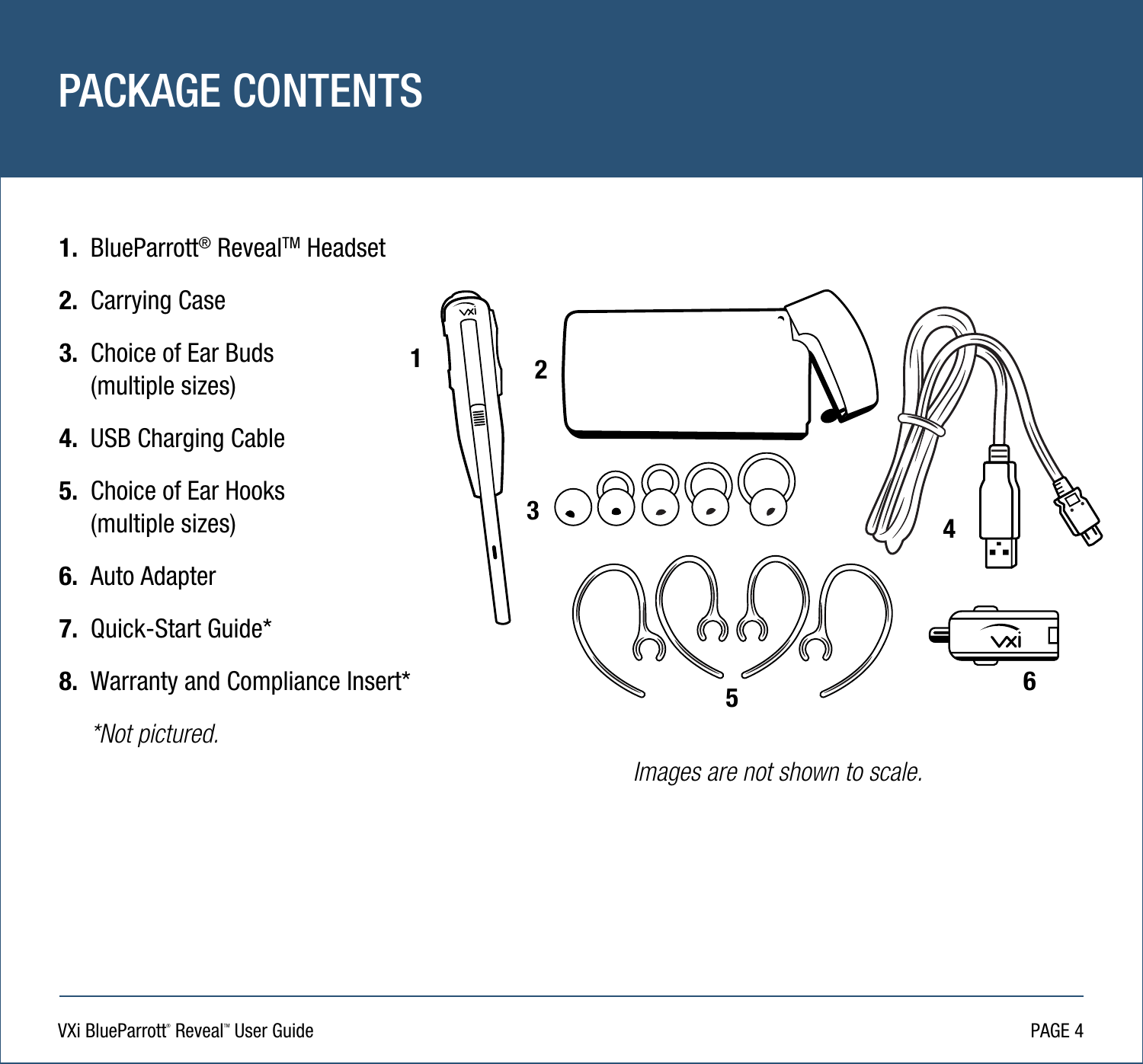# PACKAGE CONTENTS

1. BlueParrott® Reveal™ Headset
2. Carrying Case
3. Choice of Ear Buds (multiple sizes)
4. USB Charging Cable
5. Choice of Ear Hooks (multiple sizes)
6. Auto Adapter
7. Quick-Start Guide*
8. Warranty and Compliance Insert*

*\*Not pictured.*

*Images are not shown to scale.*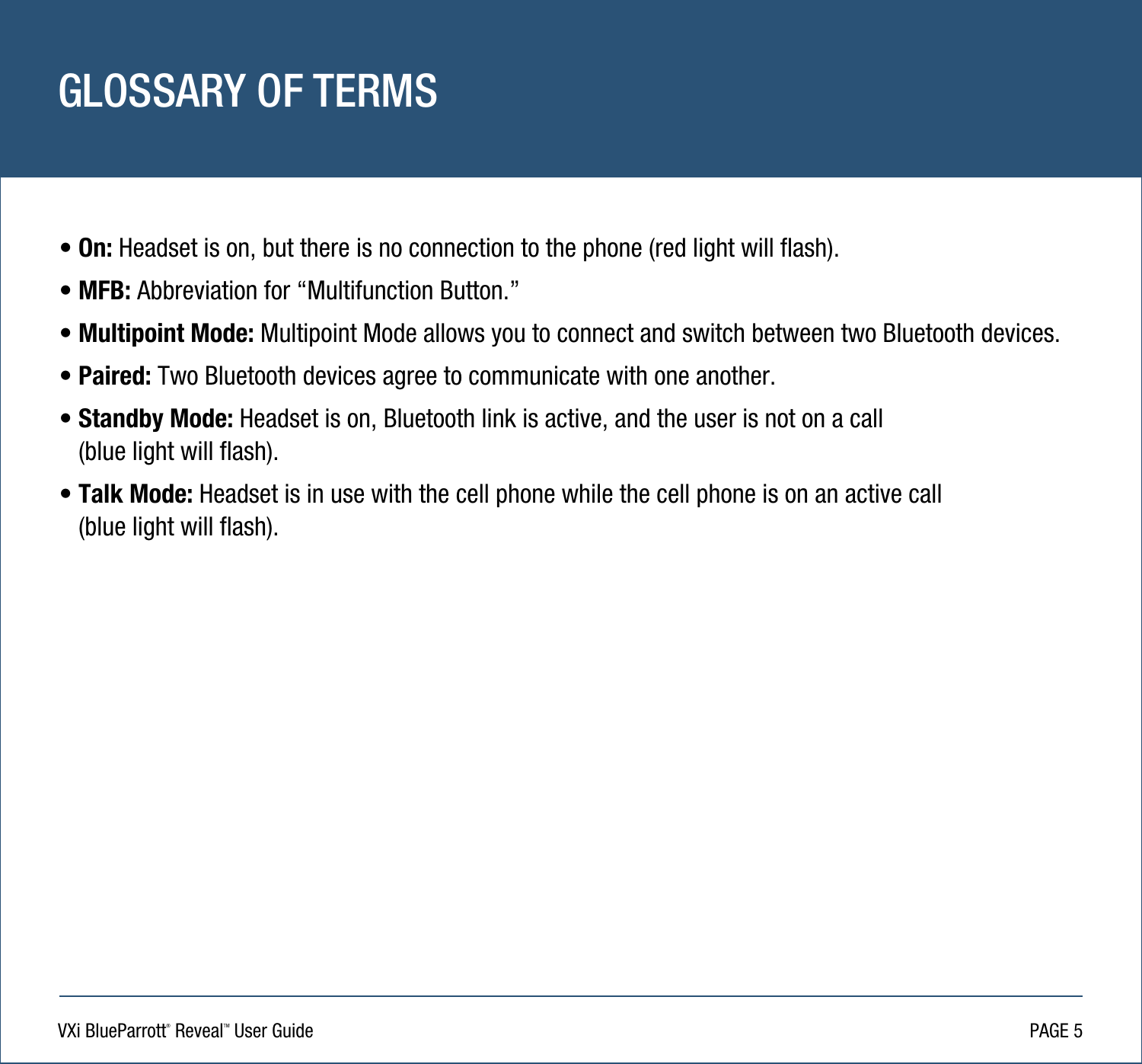# GLOSSARY OF TERMS

- **On:** Headset is on, but there is no connection to the phone (red light will flash).
- **MFB:** Abbreviation for "Multifunction Button."
- **Multipoint Mode:** Multipoint Mode allows you to connect and switch between two Bluetooth devices.
- **Paired:** Two Bluetooth devices agree to communicate with one another.
- **Standby Mode:** Headset is on, Bluetooth link is active, and the user is not on a call (blue light will flash).
- **Talk Mode:** Headset is in use with the cell phone while the cell phone is on an active call (blue light will flash).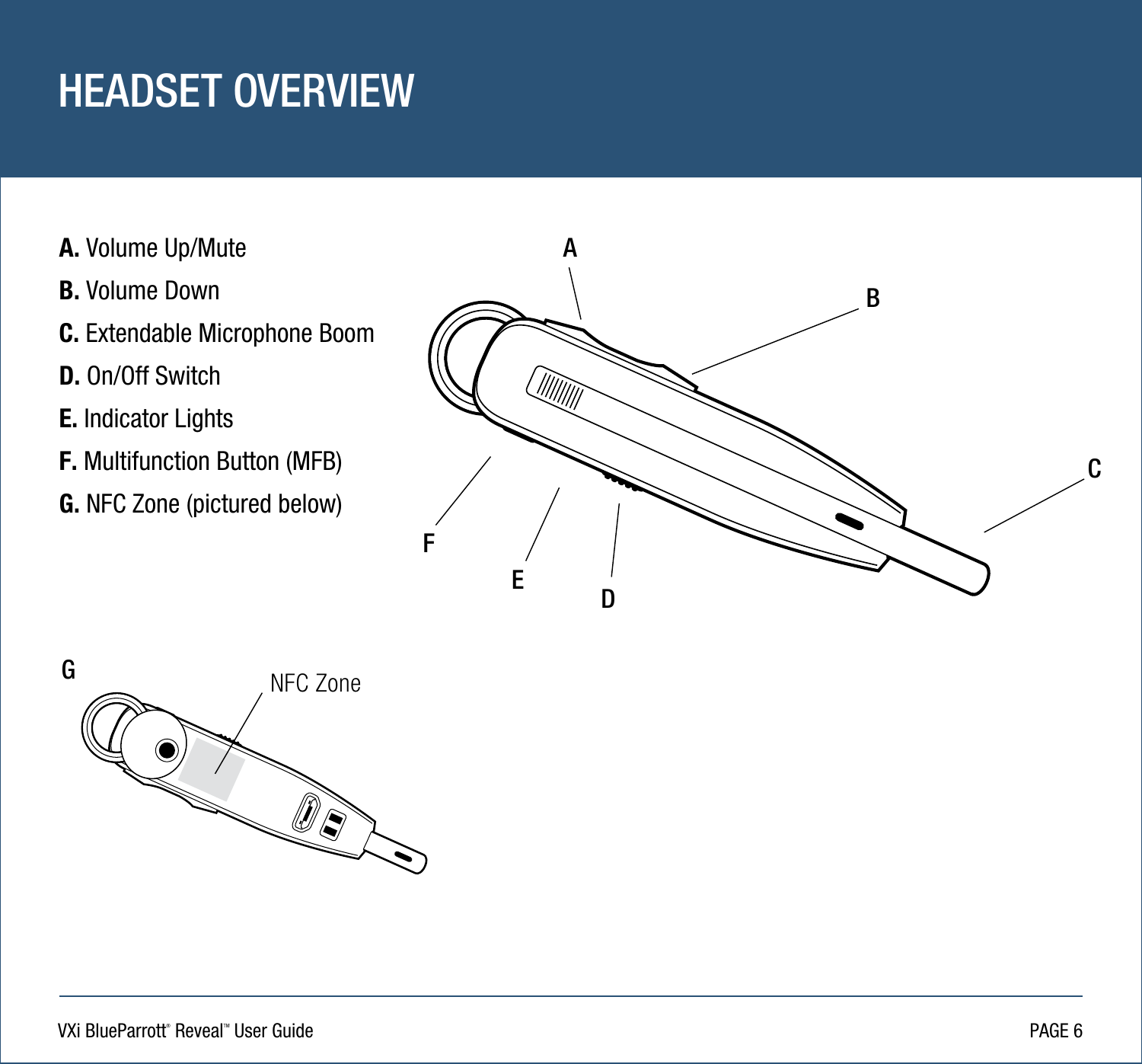# HEADSET OVERVIEW

**A.** Volume Up/Mute

**B.** Volume Down

**C.** Extendable Microphone Boom

**D.** On/Off Switch

**E.** Indicator Lights

**F.** Multifunction Button (MFB)

**G.** NFC Zone (pictured below)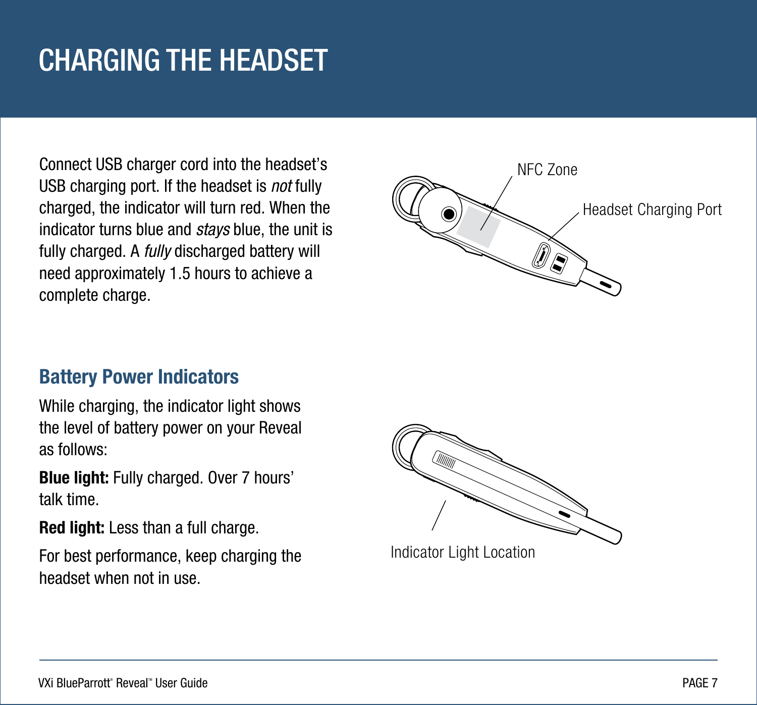# CHARGING THE HEADSET

Connect USB charger cord into the headset's USB charging port. If the headset is *not* fully charged, the indicator will turn red. When the indicator turns blue and *stays* blue, the unit is fully charged. A *fully* discharged battery will need approximately 1.5 hours to achieve a complete charge.

NFC Zone

Headset Charging Port

## Battery Power Indicators

While charging, the indicator light shows the level of battery power on your Reveal as follows:

**Blue light:** Fully charged. Over 7 hours' talk time.

**Red light:** Less than a full charge.

For best performance, keep charging the headset when not in use.

Indicator Light Location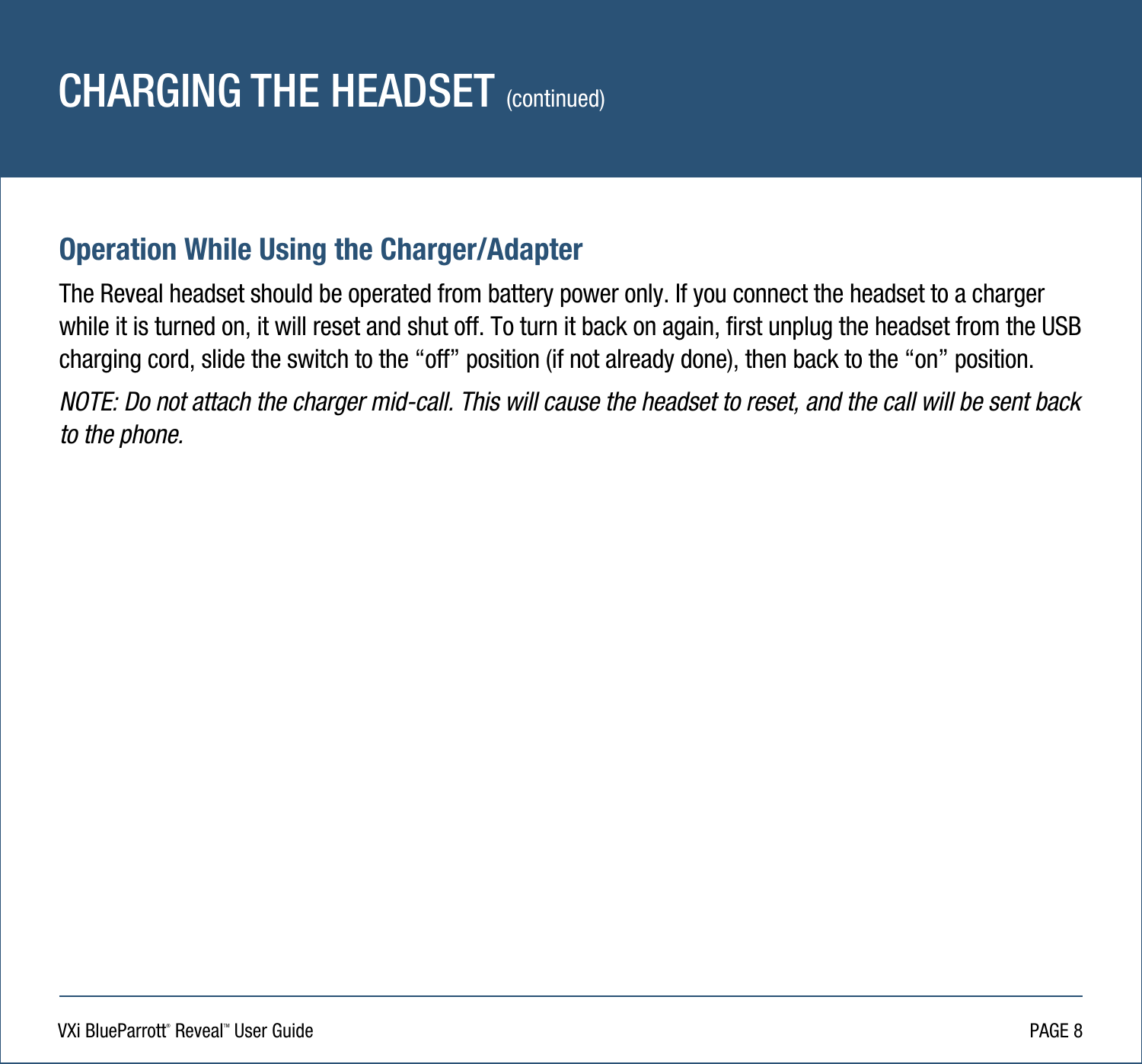# CHARGING THE HEADSET (continued)

## Operation While Using the Charger/Adapter

The Reveal headset should be operated from battery power only. If you connect the headset to a charger while it is turned on, it will reset and shut off. To turn it back on again, first unplug the headset from the USB charging cord, slide the switch to the “off” position (if not already done), then back to the “on” position.

*NOTE: Do not attach the charger mid-call. This will cause the headset to reset, and the call will be sent back to the phone.*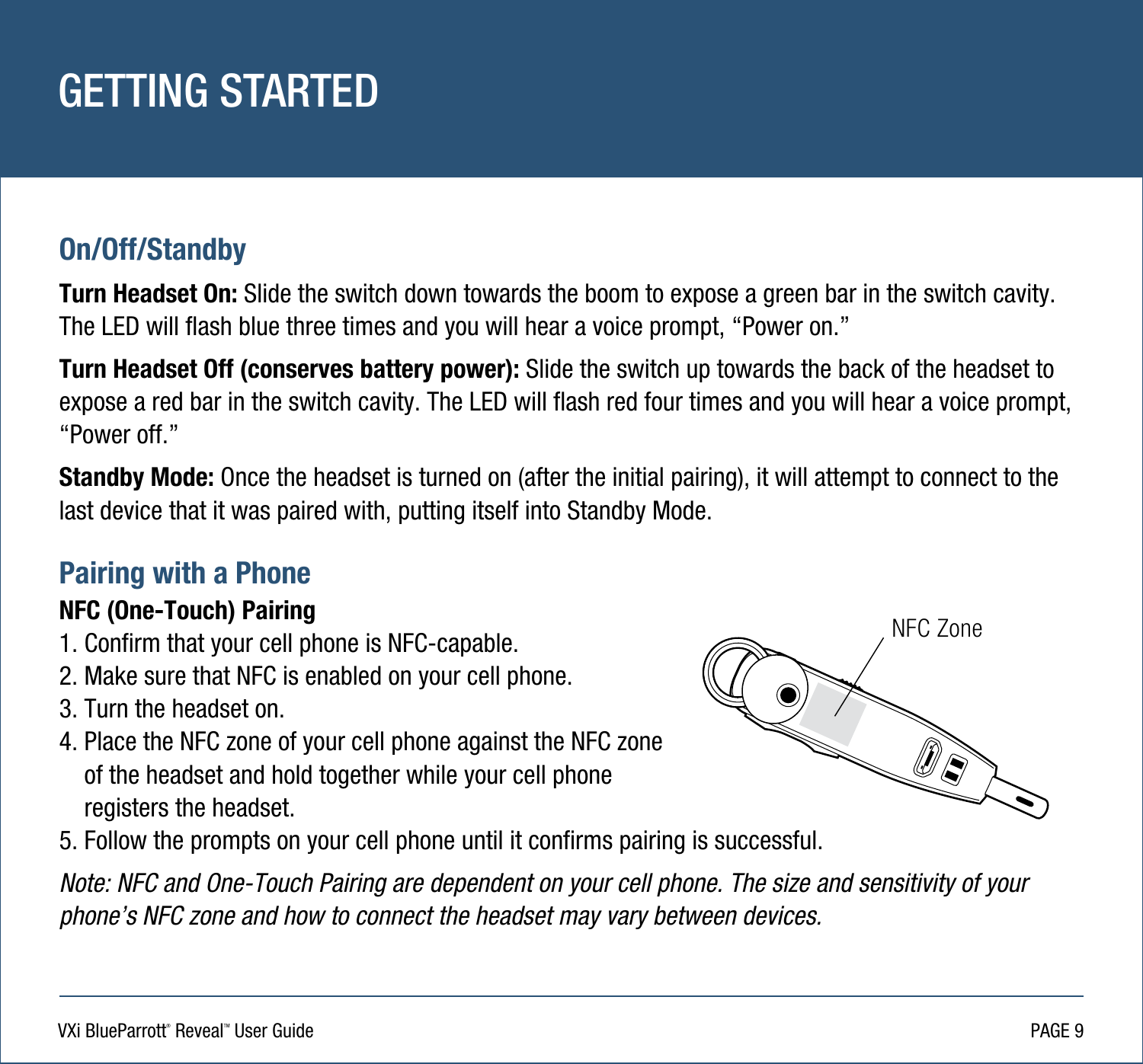# GETTING STARTED

## On/Off/Standby

**Turn Headset On:** Slide the switch down towards the boom to expose a green bar in the switch cavity. The LED will flash blue three times and you will hear a voice prompt, “Power on.”

**Turn Headset Off (conserves battery power):** Slide the switch up towards the back of the headset to expose a red bar in the switch cavity. The LED will flash red four times and you will hear a voice prompt, “Power off.”

**Standby Mode:** Once the headset is turned on (after the initial pairing), it will attempt to connect to the last device that it was paired with, putting itself into Standby Mode.

## Pairing with a Phone

### NFC (One-Touch) Pairing

1. Confirm that your cell phone is NFC-capable.
2. Make sure that NFC is enabled on your cell phone.
3. Turn the headset on.
4. Place the NFC zone of your cell phone against the NFC zone of the headset and hold together while your cell phone registers the headset.
5. Follow the prompts on your cell phone until it confirms pairing is successful.

NFC Zone

*Note: NFC and One-Touch Pairing are dependent on your cell phone. The size and sensitivity of your phone’s NFC zone and how to connect the headset may vary between devices.*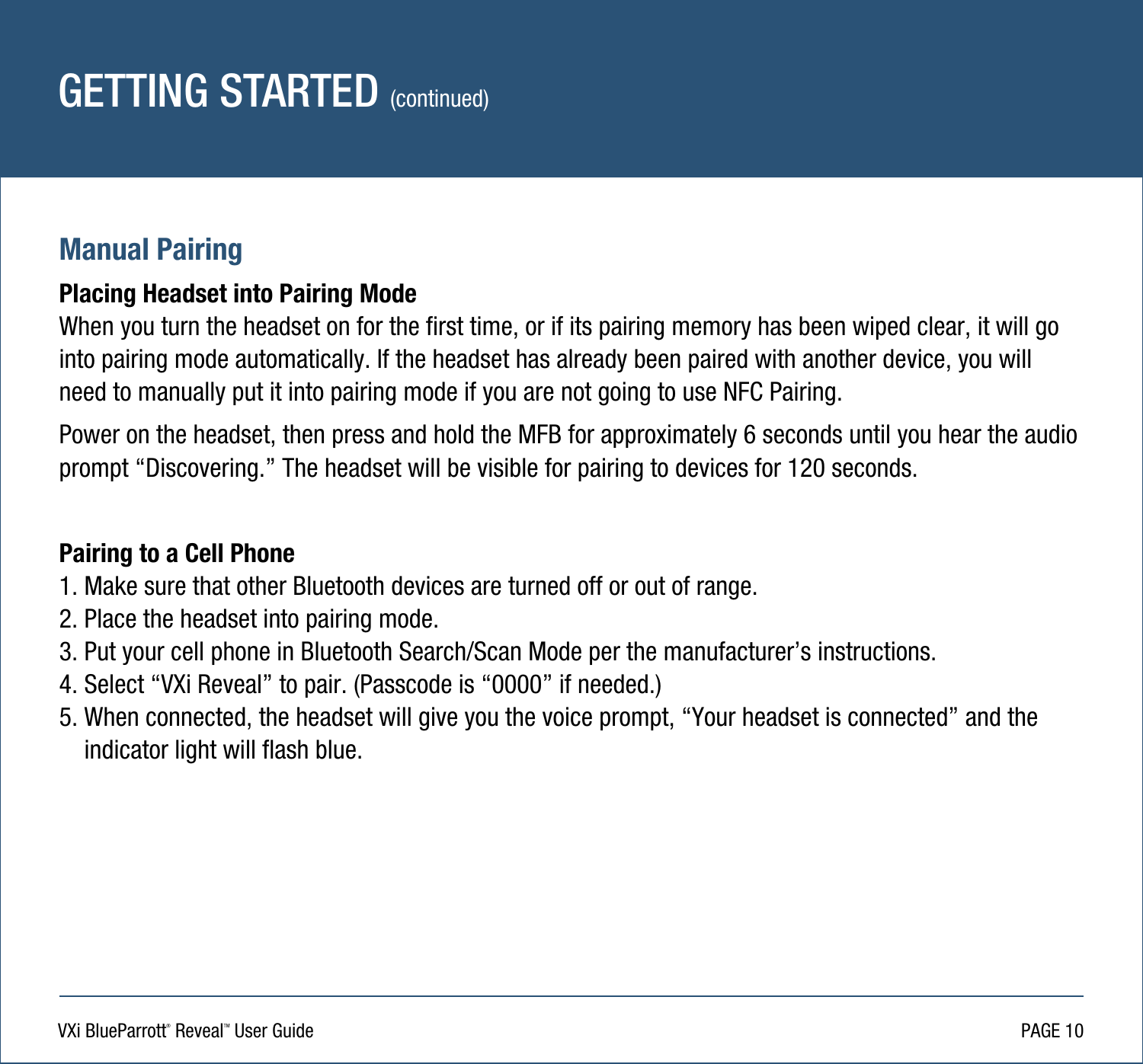# GETTING STARTED (continued)

## Manual Pairing

**Placing Headset into Pairing Mode**

When you turn the headset on for the first time, or if its pairing memory has been wiped clear, it will go into pairing mode automatically. If the headset has already been paired with another device, you will need to manually put it into pairing mode if you are not going to use NFC Pairing.

Power on the headset, then press and hold the MFB for approximately 6 seconds until you hear the audio prompt “Discovering.” The headset will be visible for pairing to devices for 120 seconds.

**Pairing to a Cell Phone**

1. Make sure that other Bluetooth devices are turned off or out of range.
2. Place the headset into pairing mode.
3. Put your cell phone in Bluetooth Search/Scan Mode per the manufacturer’s instructions.
4. Select “VXi Reveal” to pair. (Passcode is “0000” if needed.)
5. When connected, the headset will give you the voice prompt, “Your headset is connected” and the indicator light will flash blue.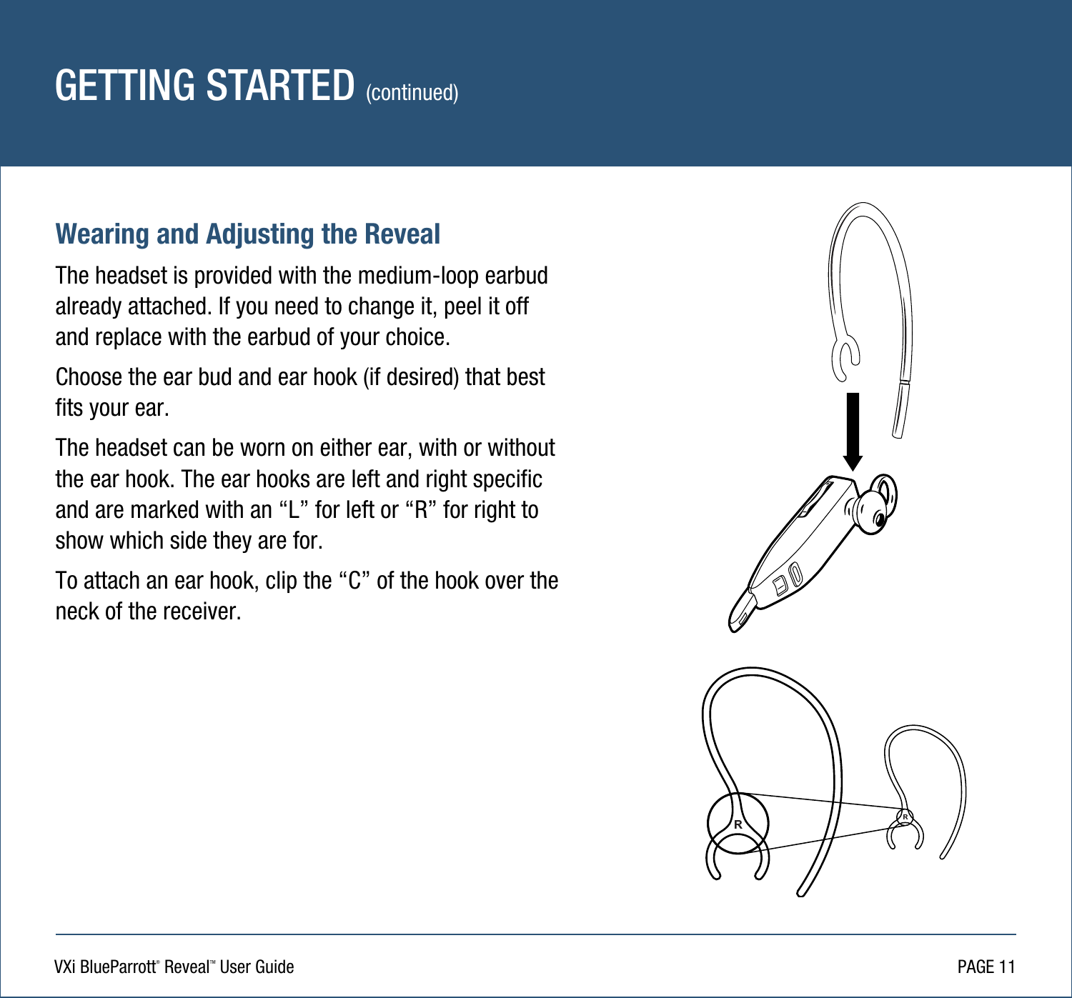# GETTING STARTED (continued)

## Wearing and Adjusting the Reveal

The headset is provided with the medium-loop earbud already attached. If you need to change it, peel it off and replace with the earbud of your choice.

Choose the ear bud and ear hook (if desired) that best fits your ear.

The headset can be worn on either ear, with or without the ear hook. The ear hooks are left and right specific and are marked with an “L” for left or “R” for right to show which side they are for.

To attach an ear hook, clip the “C” of the hook over the neck of the receiver.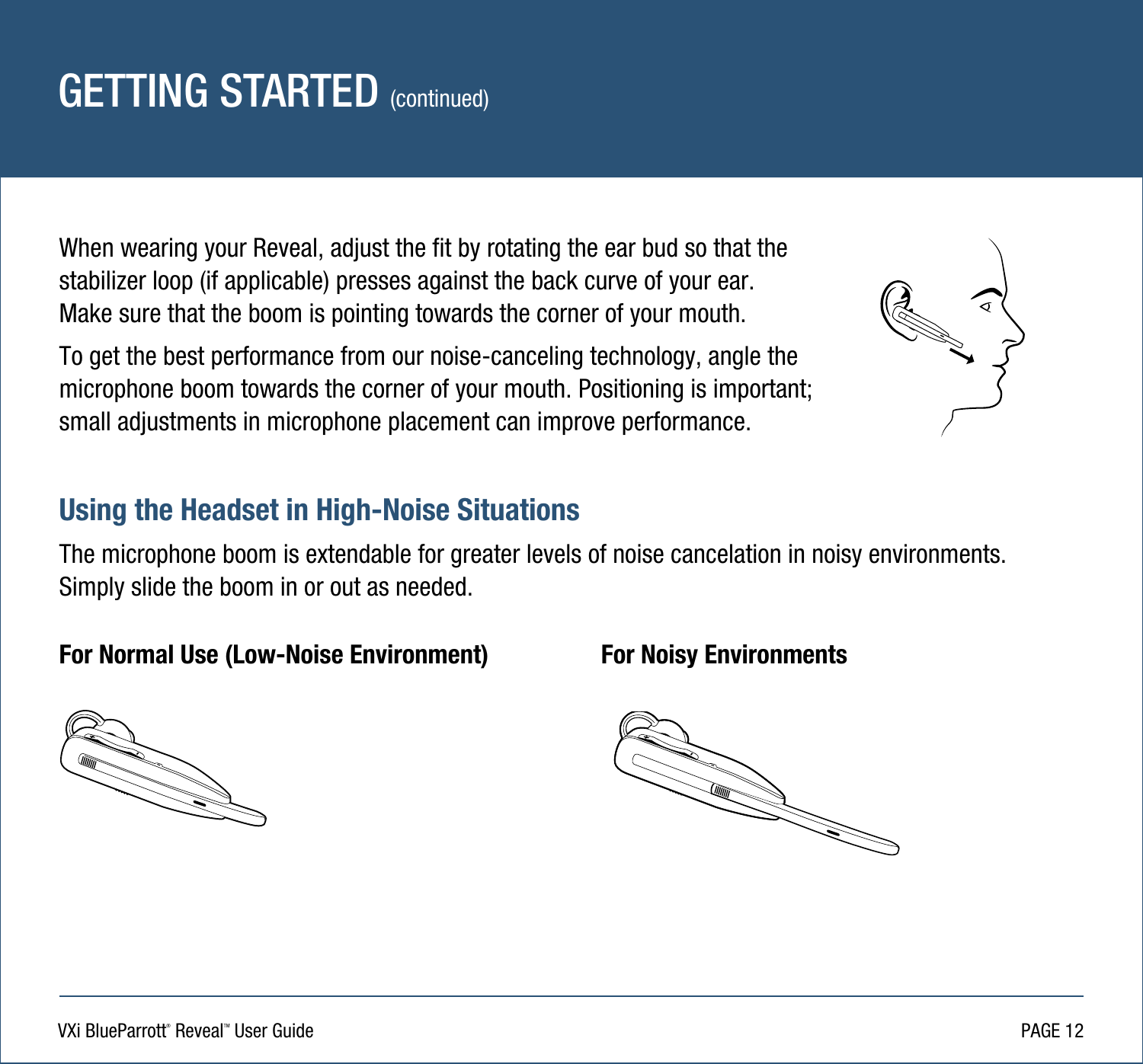# GETTING STARTED (continued)

When wearing your Reveal, adjust the fit by rotating the ear bud so that the stabilizer loop (if applicable) presses against the back curve of your ear. Make sure that the boom is pointing towards the corner of your mouth.

To get the best performance from our noise-canceling technology, angle the microphone boom towards the corner of your mouth. Positioning is important; small adjustments in microphone placement can improve performance.

## Using the Headset in High-Noise Situations

The microphone boom is extendable for greater levels of noise cancelation in noisy environments. Simply slide the boom in or out as needed.

**For Normal Use (Low-Noise Environment)**

**For Noisy Environments**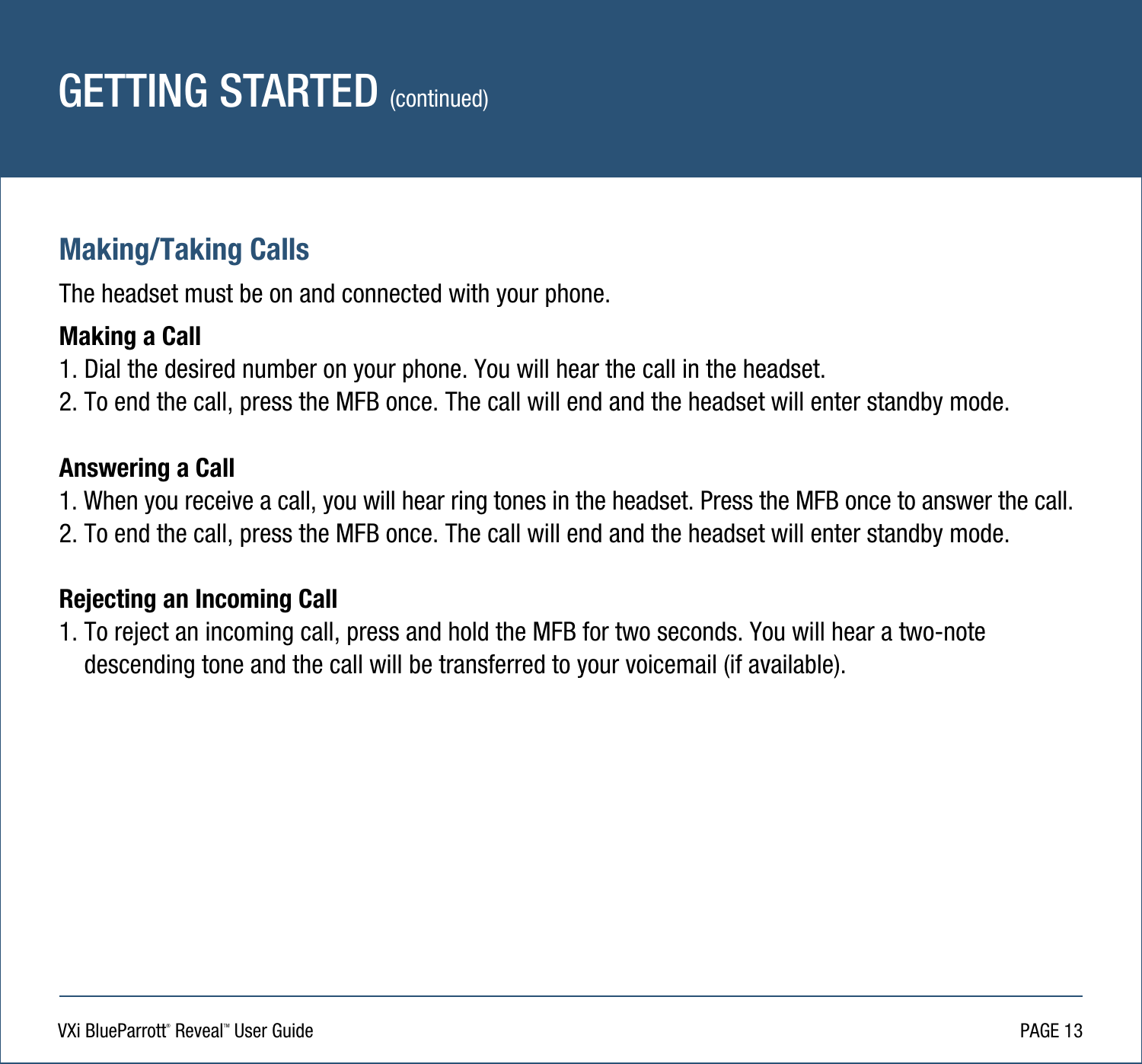# GETTING STARTED (continued)

## Making/Taking Calls

The headset must be on and connected with your phone.

**Making a Call**

1. Dial the desired number on your phone. You will hear the call in the headset.
2. To end the call, press the MFB once. The call will end and the headset will enter standby mode.

**Answering a Call**

1. When you receive a call, you will hear ring tones in the headset. Press the MFB once to answer the call.
2. To end the call, press the MFB once. The call will end and the headset will enter standby mode.

**Rejecting an Incoming Call**

1. To reject an incoming call, press and hold the MFB for two seconds. You will hear a two-note descending tone and the call will be transferred to your voicemail (if available).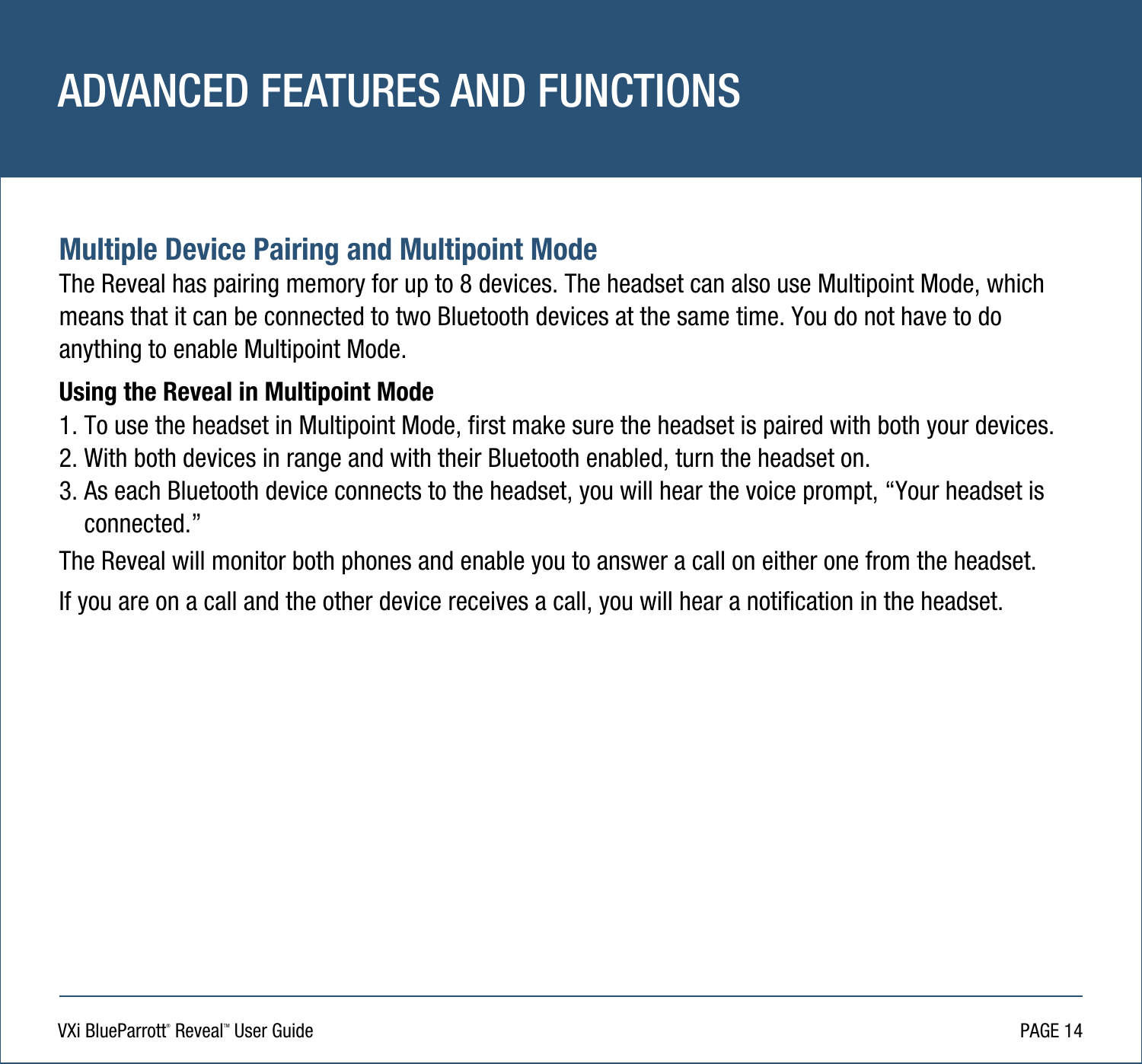# ADVANCED FEATURES AND FUNCTIONS

## Multiple Device Pairing and Multipoint Mode

The Reveal has pairing memory for up to 8 devices. The headset can also use Multipoint Mode, which means that it can be connected to two Bluetooth devices at the same time. You do not have to do anything to enable Multipoint Mode.

**Using the Reveal in Multipoint Mode**

1. To use the headset in Multipoint Mode, first make sure the headset is paired with both your devices.
2. With both devices in range and with their Bluetooth enabled, turn the headset on.
3. As each Bluetooth device connects to the headset, you will hear the voice prompt, “Your headset is connected.”

The Reveal will monitor both phones and enable you to answer a call on either one from the headset.

If you are on a call and the other device receives a call, you will hear a notification in the headset.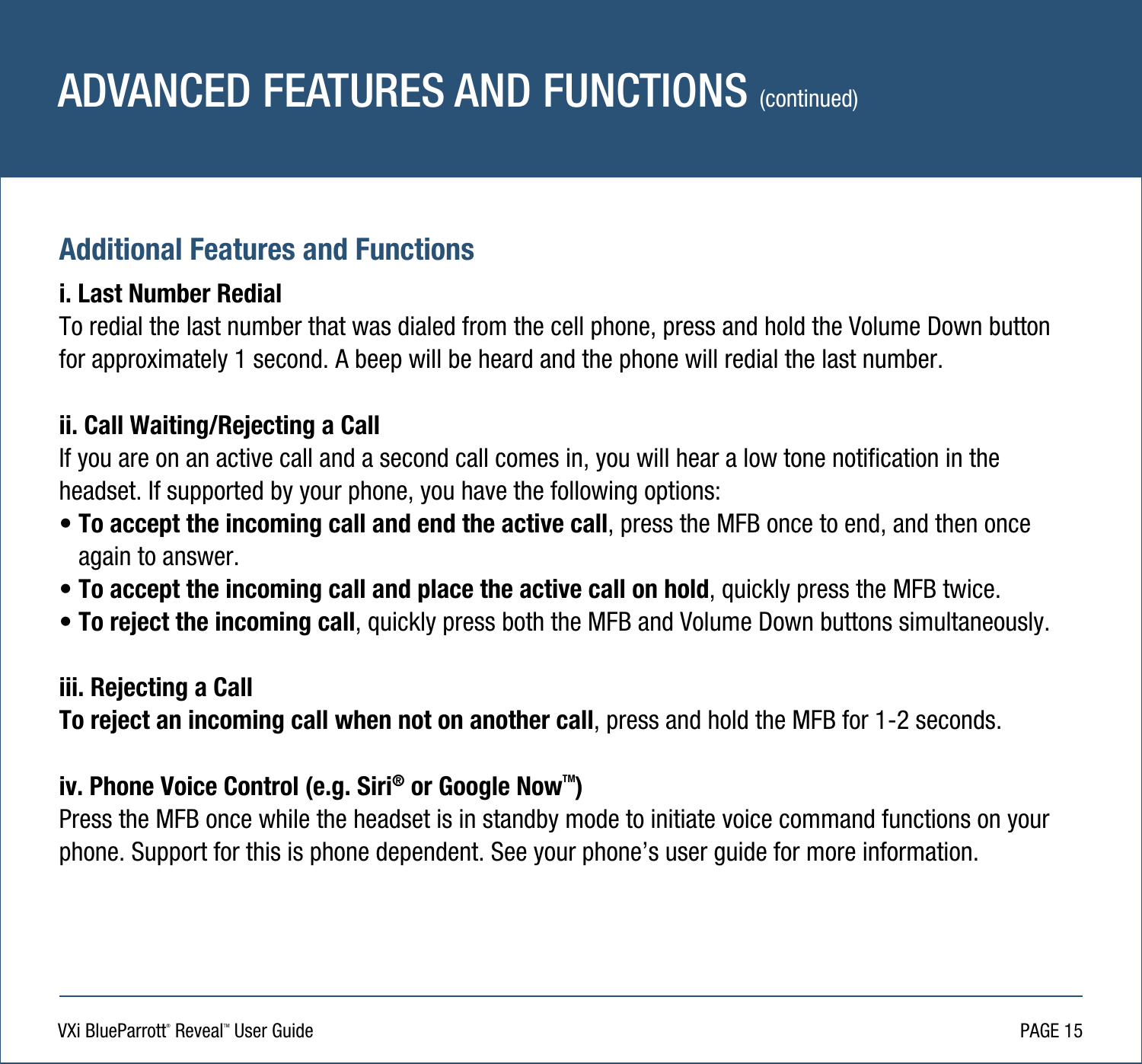# ADVANCED FEATURES AND FUNCTIONS (continued)

## Additional Features and Functions

**i. Last Number Redial**

To redial the last number that was dialed from the cell phone, press and hold the Volume Down button for approximately 1 second. A beep will be heard and the phone will redial the last number.

**ii. Call Waiting/Rejecting a Call**

If you are on an active call and a second call comes in, you will hear a low tone notification in the headset. If supported by your phone, you have the following options:

- **To accept the incoming call and end the active call**, press the MFB once to end, and then once again to answer.
- **To accept the incoming call and place the active call on hold**, quickly press the MFB twice.
- **To reject the incoming call**, quickly press both the MFB and Volume Down buttons simultaneously.

**iii. Rejecting a Call**

**To reject an incoming call when not on another call**, press and hold the MFB for 1-2 seconds.

**iv. Phone Voice Control (e.g. Siri® or Google Now™)**

Press the MFB once while the headset is in standby mode to initiate voice command functions on your phone. Support for this is phone dependent. See your phone's user guide for more information.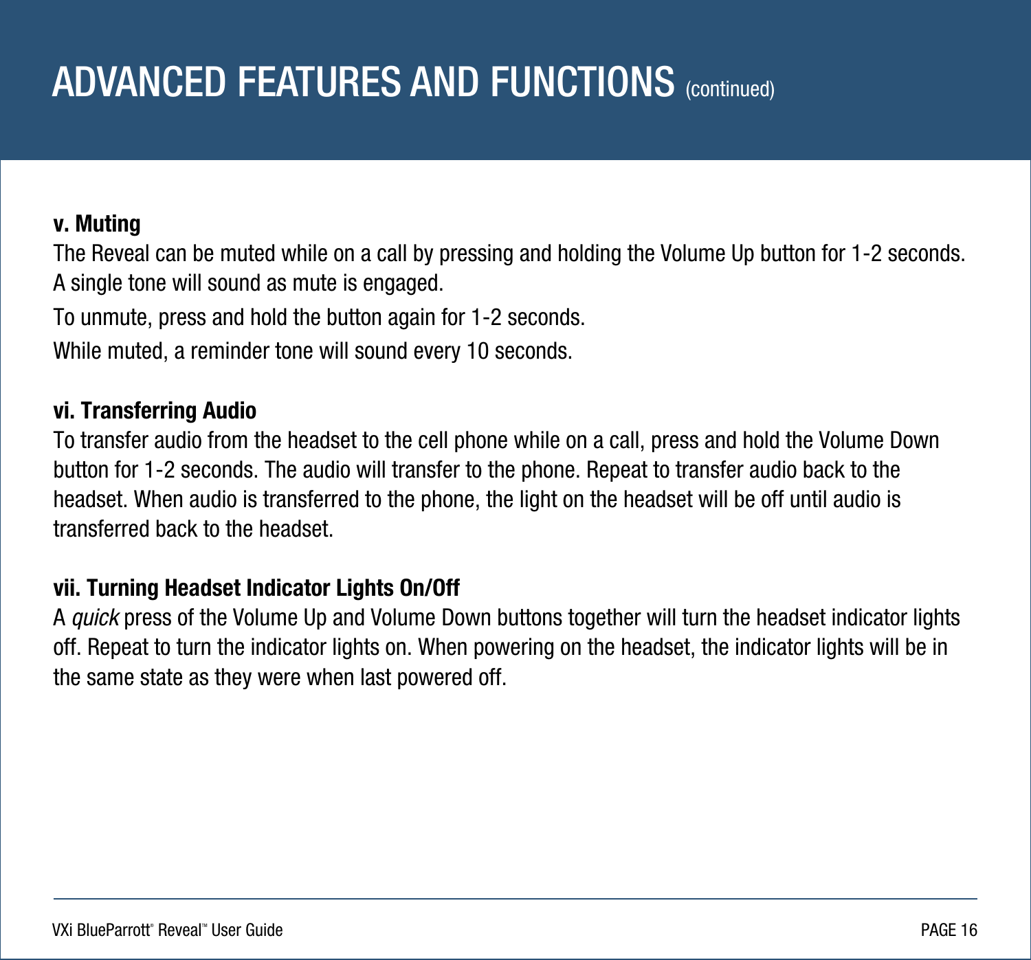# ADVANCED FEATURES AND FUNCTIONS (continued)

**v. Muting**

The Reveal can be muted while on a call by pressing and holding the Volume Up button for 1-2 seconds. A single tone will sound as mute is engaged.

To unmute, press and hold the button again for 1-2 seconds.

While muted, a reminder tone will sound every 10 seconds.

**vi. Transferring Audio**

To transfer audio from the headset to the cell phone while on a call, press and hold the Volume Down button for 1-2 seconds. The audio will transfer to the phone. Repeat to transfer audio back to the headset. When audio is transferred to the phone, the light on the headset will be off until audio is transferred back to the headset.

**vii. Turning Headset Indicator Lights On/Off**

A *quick* press of the Volume Up and Volume Down buttons together will turn the headset indicator lights off. Repeat to turn the indicator lights on. When powering on the headset, the indicator lights will be in the same state as they were when last powered off.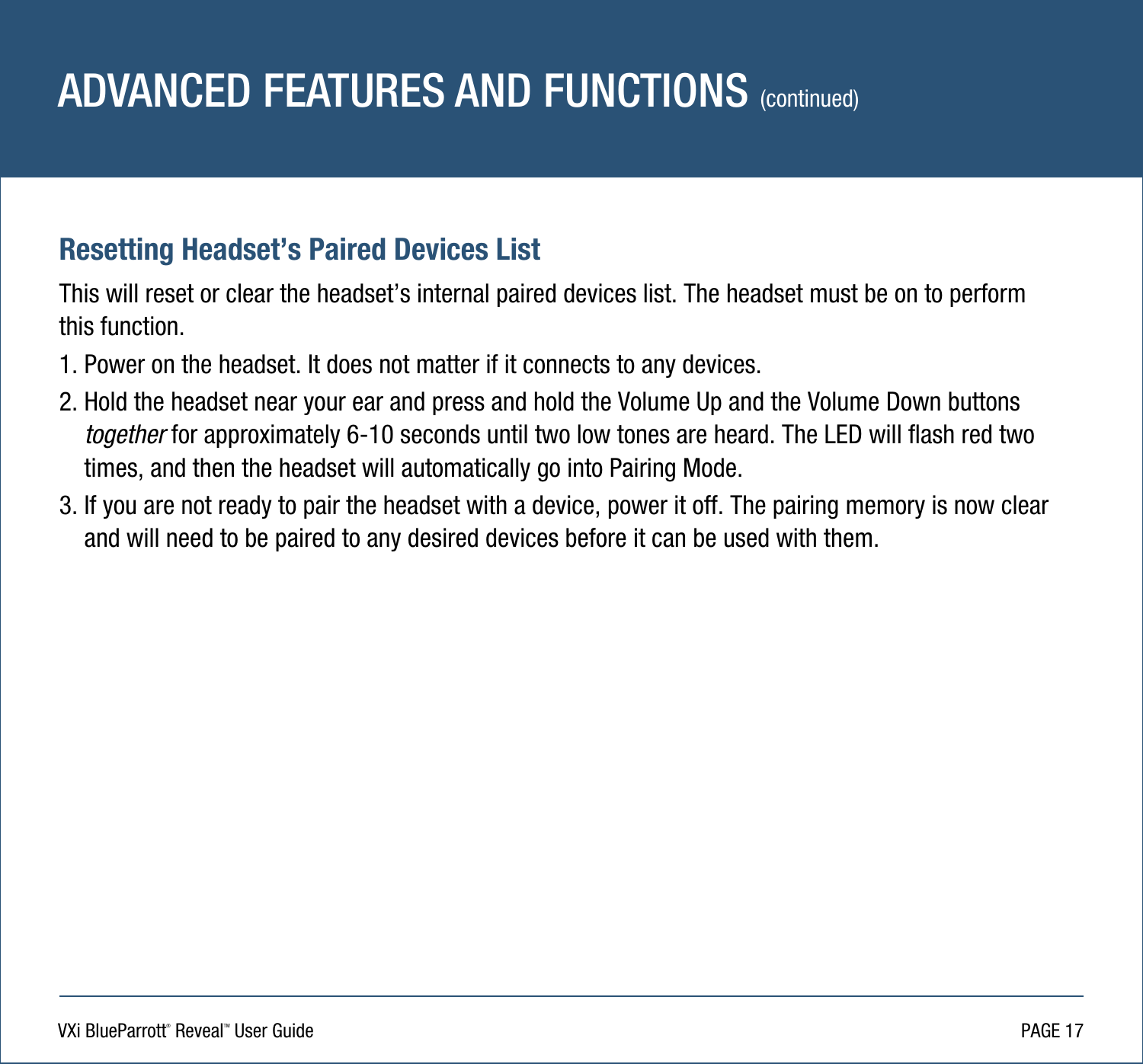# ADVANCED FEATURES AND FUNCTIONS (continued)

## Resetting Headset's Paired Devices List

This will reset or clear the headset's internal paired devices list. The headset must be on to perform this function.

1. Power on the headset. It does not matter if it connects to any devices.
2. Hold the headset near your ear and press and hold the Volume Up and the Volume Down buttons *together* for approximately 6-10 seconds until two low tones are heard. The LED will flash red two times, and then the headset will automatically go into Pairing Mode.
3. If you are not ready to pair the headset with a device, power it off. The pairing memory is now clear and will need to be paired to any desired devices before it can be used with them.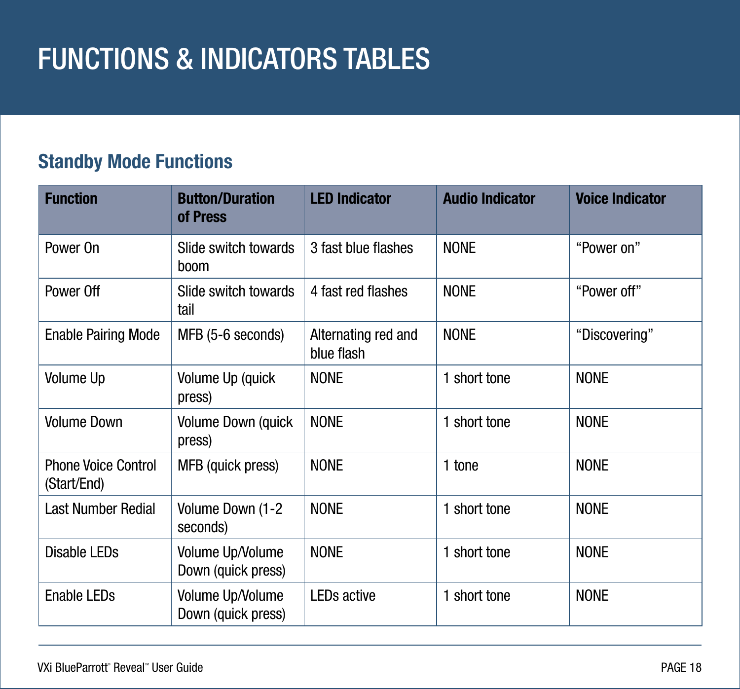# FUNCTIONS & INDICATORS TABLES

## Standby Mode Functions

| Function | Button/Duration of Press | LED Indicator | Audio Indicator | Voice Indicator |
|---|---|---|---|---|
| Power On | Slide switch towards boom | 3 fast blue flashes | NONE | “Power on” |
| Power Off | Slide switch towards tail | 4 fast red flashes | NONE | “Power off” |
| Enable Pairing Mode | MFB (5-6 seconds) | Alternating red and blue flash | NONE | “Discovering” |
| Volume Up | Volume Up (quick press) | NONE | 1 short tone | NONE |
| Volume Down | Volume Down (quick press) | NONE | 1 short tone | NONE |
| Phone Voice Control (Start/End) | MFB (quick press) | NONE | 1 tone | NONE |
| Last Number Redial | Volume Down (1-2 seconds) | NONE | 1 short tone | NONE |
| Disable LEDs | Volume Up/Volume Down (quick press) | NONE | 1 short tone | NONE |
| Enable LEDs | Volume Up/Volume Down (quick press) | LEDs active | 1 short tone | NONE |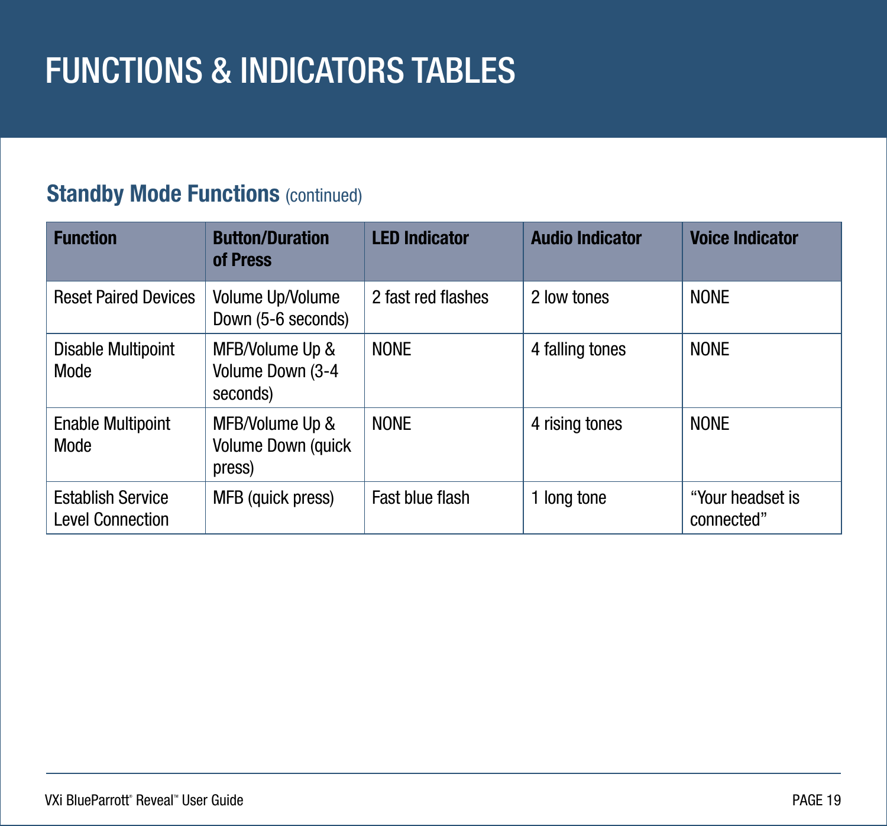# FUNCTIONS & INDICATORS TABLES

## Standby Mode Functions (continued)

| Function | Button/Duration of Press | LED Indicator | Audio Indicator | Voice Indicator |
|---|---|---|---|---|
| Reset Paired Devices | Volume Up/Volume Down (5-6 seconds) | 2 fast red flashes | 2 low tones | NONE |
| Disable Multipoint Mode | MFB/Volume Up & Volume Down (3-4 seconds) | NONE | 4 falling tones | NONE |
| Enable Multipoint Mode | MFB/Volume Up & Volume Down (quick press) | NONE | 4 rising tones | NONE |
| Establish Service Level Connection | MFB (quick press) | Fast blue flash | 1 long tone | “Your headset is connected” |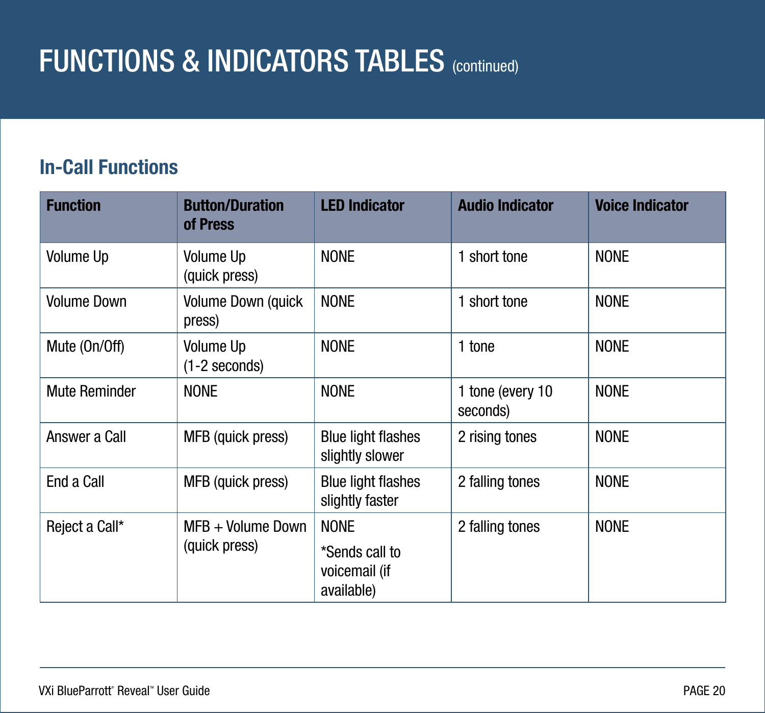# FUNCTIONS & INDICATORS TABLES (continued)

## In-Call Functions

| Function | Button/Duration of Press | LED Indicator | Audio Indicator | Voice Indicator |
|---|---|---|---|---|
| Volume Up | Volume Up (quick press) | NONE | 1 short tone | NONE |
| Volume Down | Volume Down (quick press) | NONE | 1 short tone | NONE |
| Mute (On/Off) | Volume Up (1-2 seconds) | NONE | 1 tone | NONE |
| Mute Reminder | NONE | NONE | 1 tone (every 10 seconds) | NONE |
| Answer a Call | MFB (quick press) | Blue light flashes slightly slower | 2 rising tones | NONE |
| End a Call | MFB (quick press) | Blue light flashes slightly faster | 2 falling tones | NONE |
| Reject a Call* | MFB + Volume Down (quick press) | NONE<br>*Sends call to voicemail (if available) | 2 falling tones | NONE |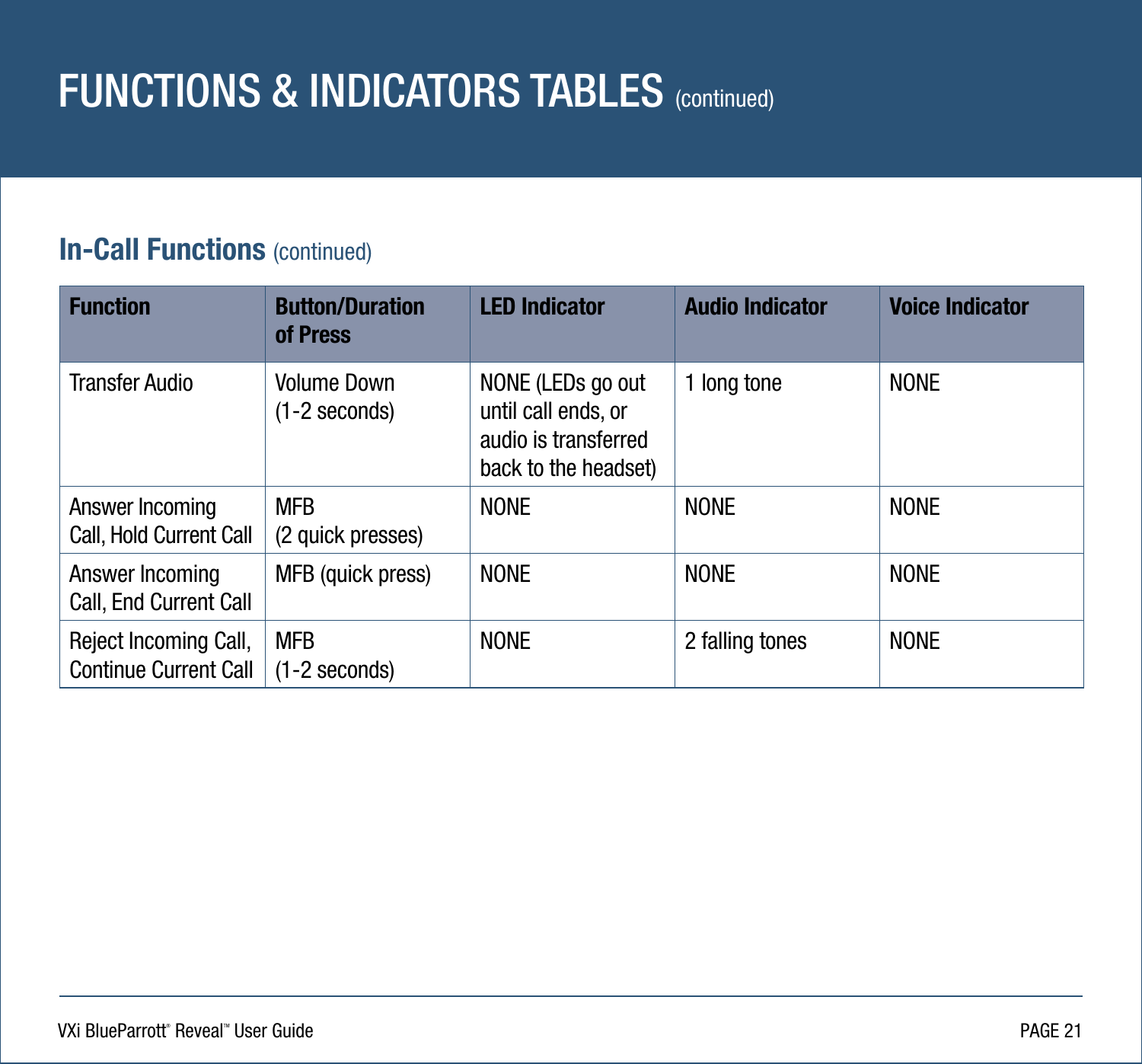# FUNCTIONS & INDICATORS TABLES (continued)

## In-Call Functions (continued)

| Function | Button/Duration of Press | LED Indicator | Audio Indicator | Voice Indicator |
|---|---|---|---|---|
| Transfer Audio | Volume Down (1-2 seconds) | NONE (LEDs go out until call ends, or audio is transferred back to the headset) | 1 long tone | NONE |
| Answer Incoming Call, Hold Current Call | MFB (2 quick presses) | NONE | NONE | NONE |
| Answer Incoming Call, End Current Call | MFB (quick press) | NONE | NONE | NONE |
| Reject Incoming Call, Continue Current Call | MFB (1-2 seconds) | NONE | 2 falling tones | NONE |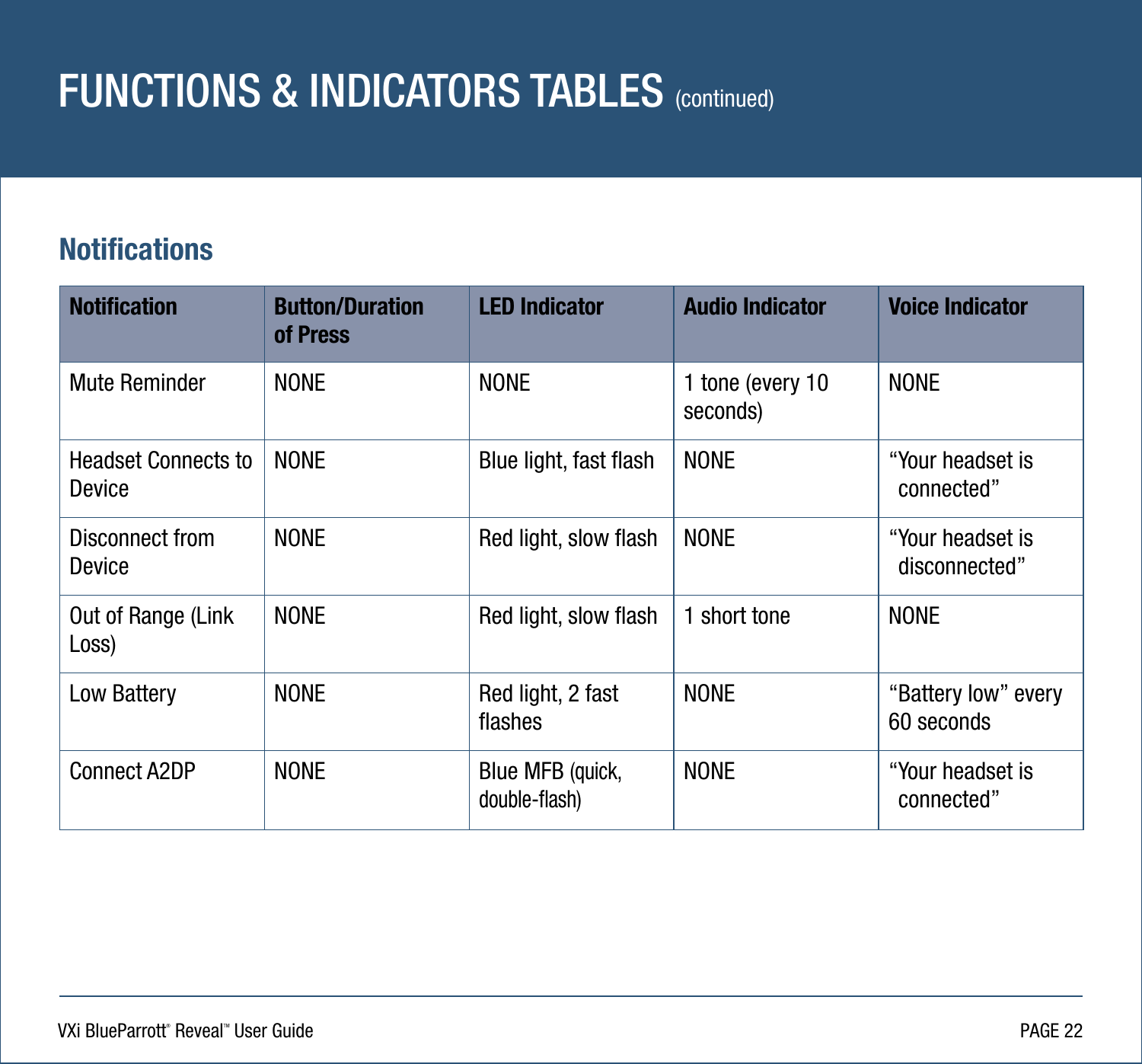# FUNCTIONS & INDICATORS TABLES (continued)

## Notifications

| Notification | Button/Duration of Press | LED Indicator | Audio Indicator | Voice Indicator |
|---|---|---|---|---|
| Mute Reminder | NONE | NONE | 1 tone (every 10 seconds) | NONE |
| Headset Connects to Device | NONE | Blue light, fast flash | NONE | "Your headset is connected" |
| Disconnect from Device | NONE | Red light, slow flash | NONE | "Your headset is disconnected" |
| Out of Range (Link Loss) | NONE | Red light, slow flash | 1 short tone | NONE |
| Low Battery | NONE | Red light, 2 fast flashes | NONE | "Battery low" every 60 seconds |
| Connect A2DP | NONE | Blue MFB (quick, double-flash) | NONE | "Your headset is connected" |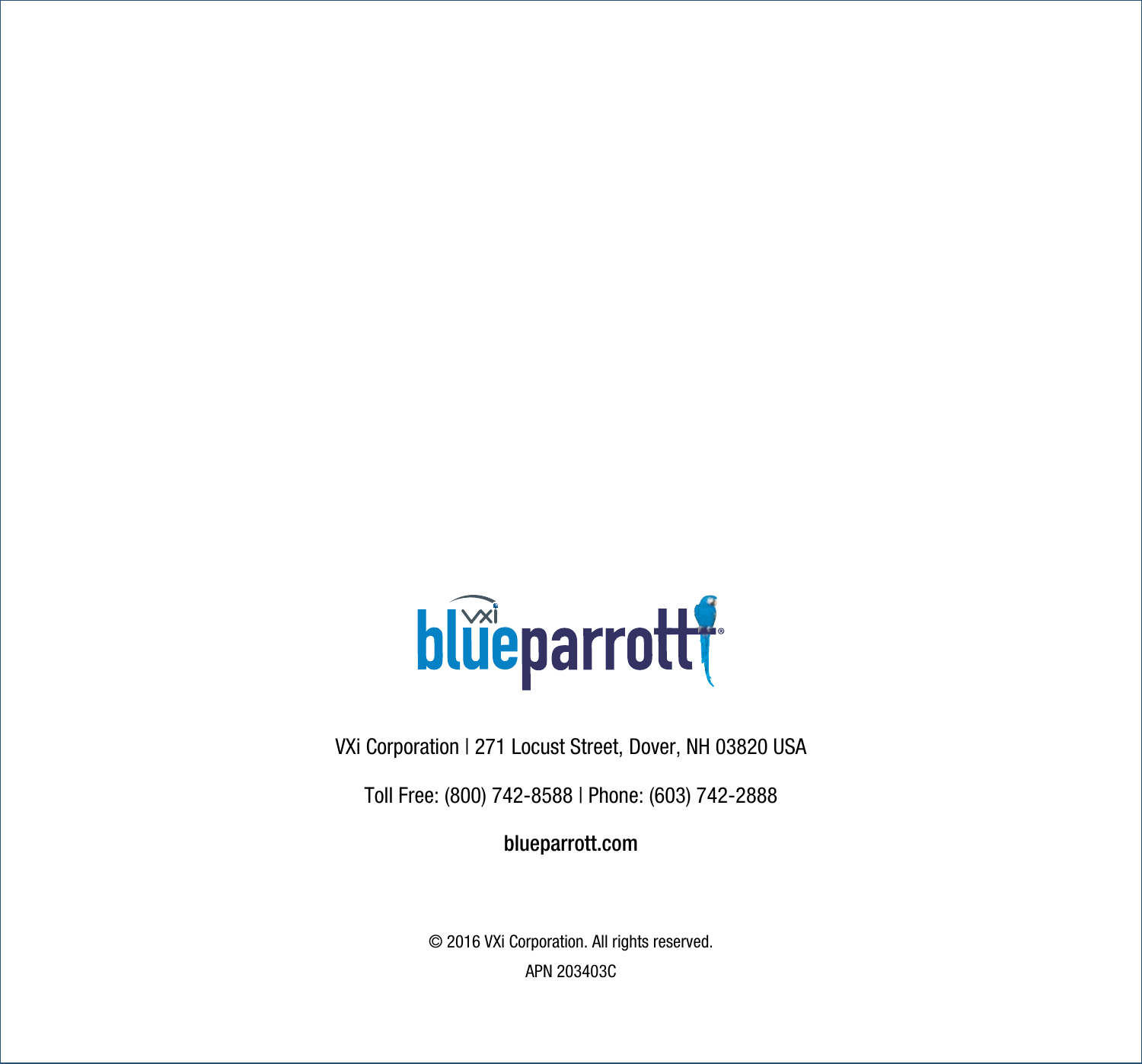VXi Corporation | 271 Locust Street, Dover, NH 03820 USA

Toll Free: (800) 742-8588 | Phone: (603) 742-2888

**blueparrott.com**

© 2016 VXi Corporation. All rights reserved.

APN 203403C